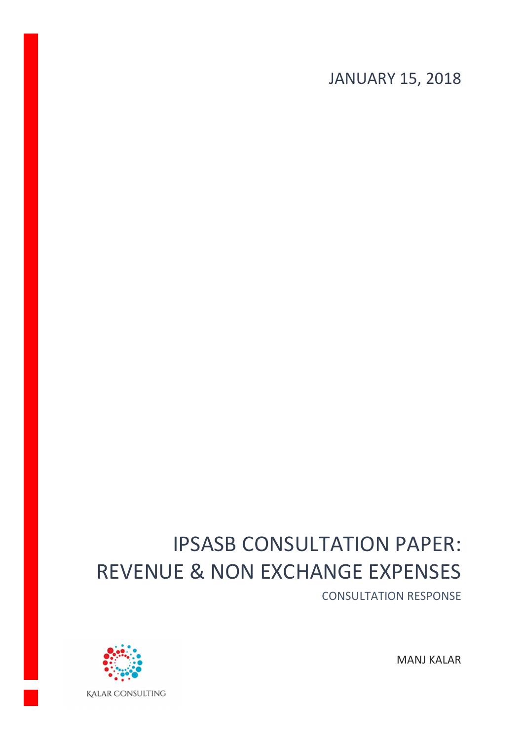JANUARY 15, 2018

# IPSASB CONSULTATION PAPER: REVENUE & NON EXCHANGE EXPENSES

CONSULTATION RESPONSE

KALAR CONSULTING

MANJ KALAR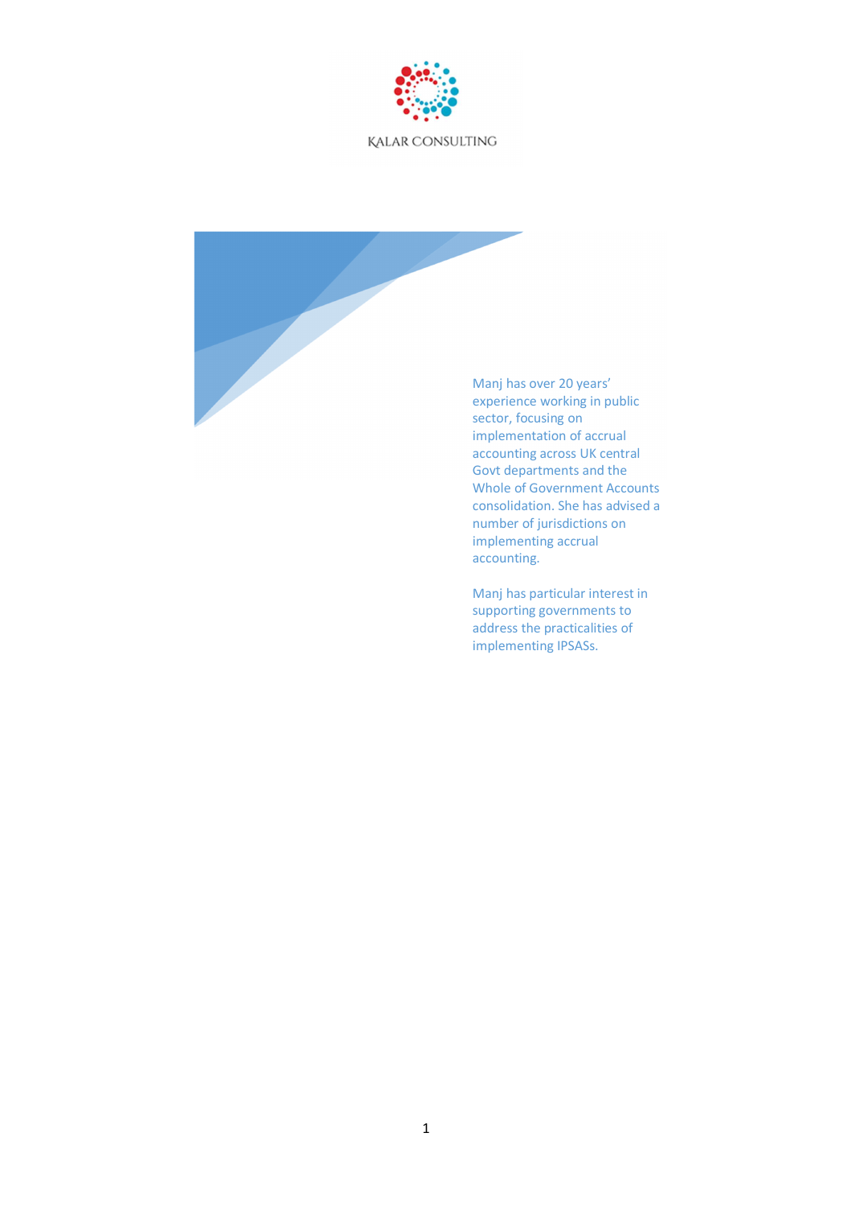KALAR CONSULTING

Manj has over 20 years' experience working in public sector, focusing on implementation of accrual accounting across UK central Govt departments and the Whole of Government Accounts consolidation. She has advised a number of jurisdictions on implementing accrual accounting.

Manj has particular interest in supporting governments to address the practicalities of implementing IPSASs.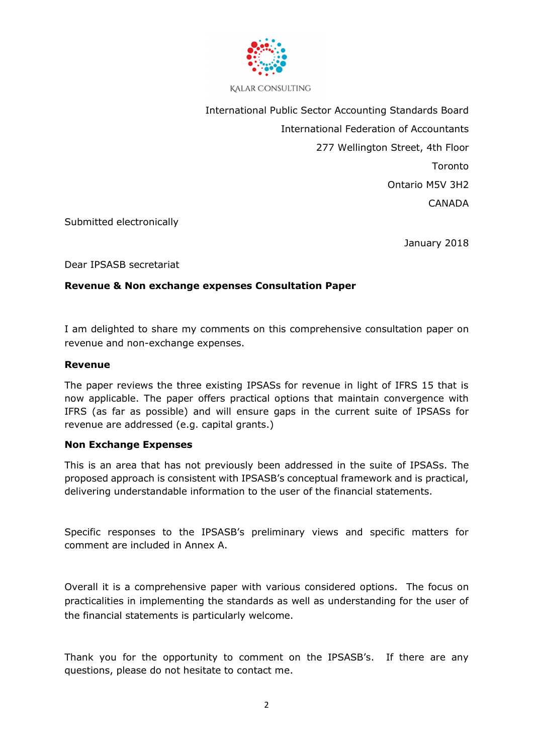KALAR CONSULTING

International Public Sector Accounting Standards Board
International Federation of Accountants
277 Wellington Street, 4th Floor
Toronto
Ontario M5V 3H2
CANADA

Submitted electronically

January 2018

Dear IPSASB secretariat

**Revenue & Non exchange expenses Consultation Paper**

I am delighted to share my comments on this comprehensive consultation paper on revenue and non-exchange expenses.

**Revenue**

The paper reviews the three existing IPSASs for revenue in light of IFRS 15 that is now applicable. The paper offers practical options that maintain convergence with IFRS (as far as possible) and will ensure gaps in the current suite of IPSASs for revenue are addressed (e.g. capital grants.)

**Non Exchange Expenses**

This is an area that has not previously been addressed in the suite of IPSASs. The proposed approach is consistent with IPSASB's conceptual framework and is practical, delivering understandable information to the user of the financial statements.

Specific responses to the IPSASB's preliminary views and specific matters for comment are included in Annex A.

Overall it is a comprehensive paper with various considered options. The focus on practicalities in implementing the standards as well as understanding for the user of the financial statements is particularly welcome.

Thank you for the opportunity to comment on the IPSASB's. If there are any questions, please do not hesitate to contact me.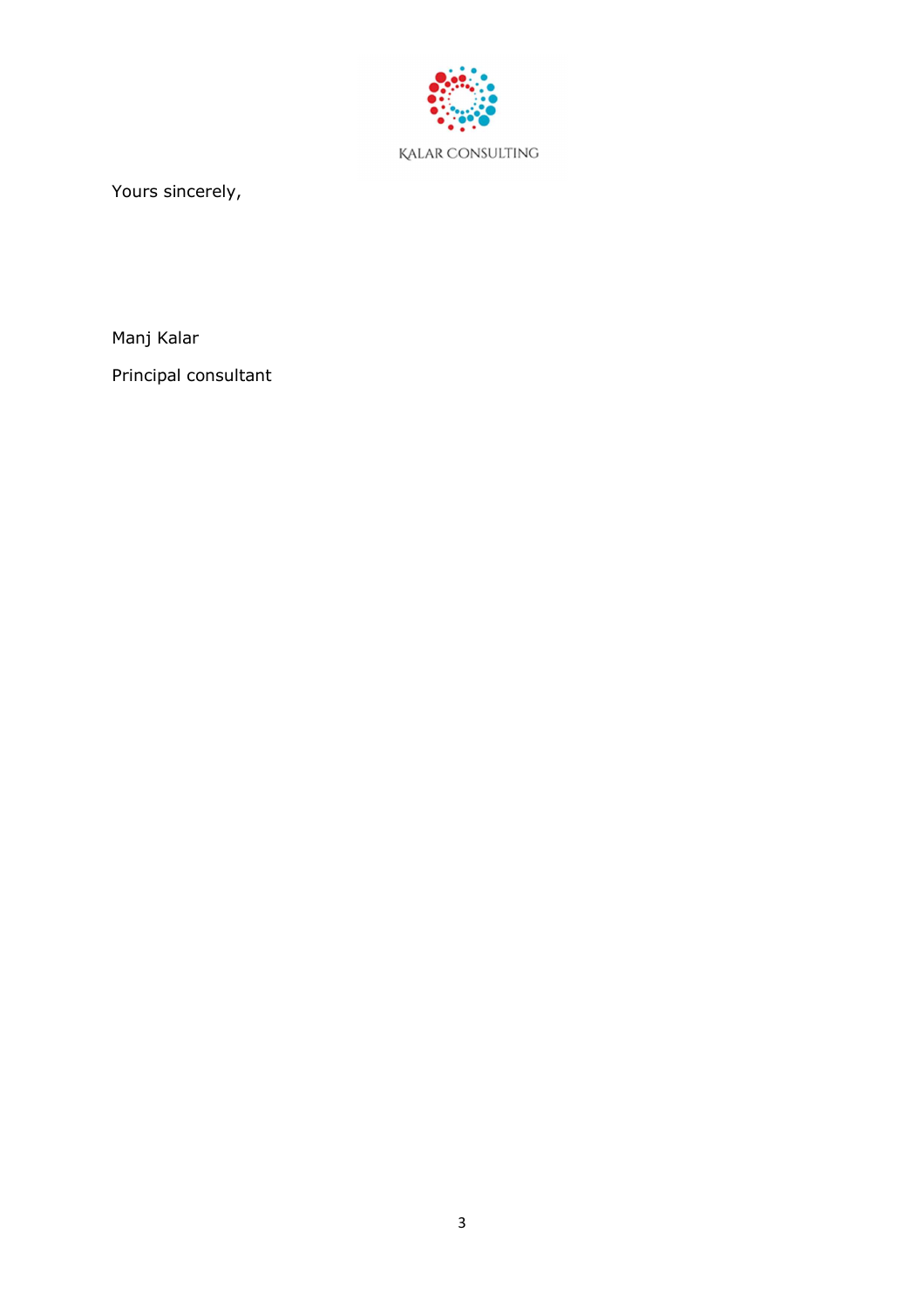KALAR CONSULTING

Yours sincerely,

Manj Kalar

Principal consultant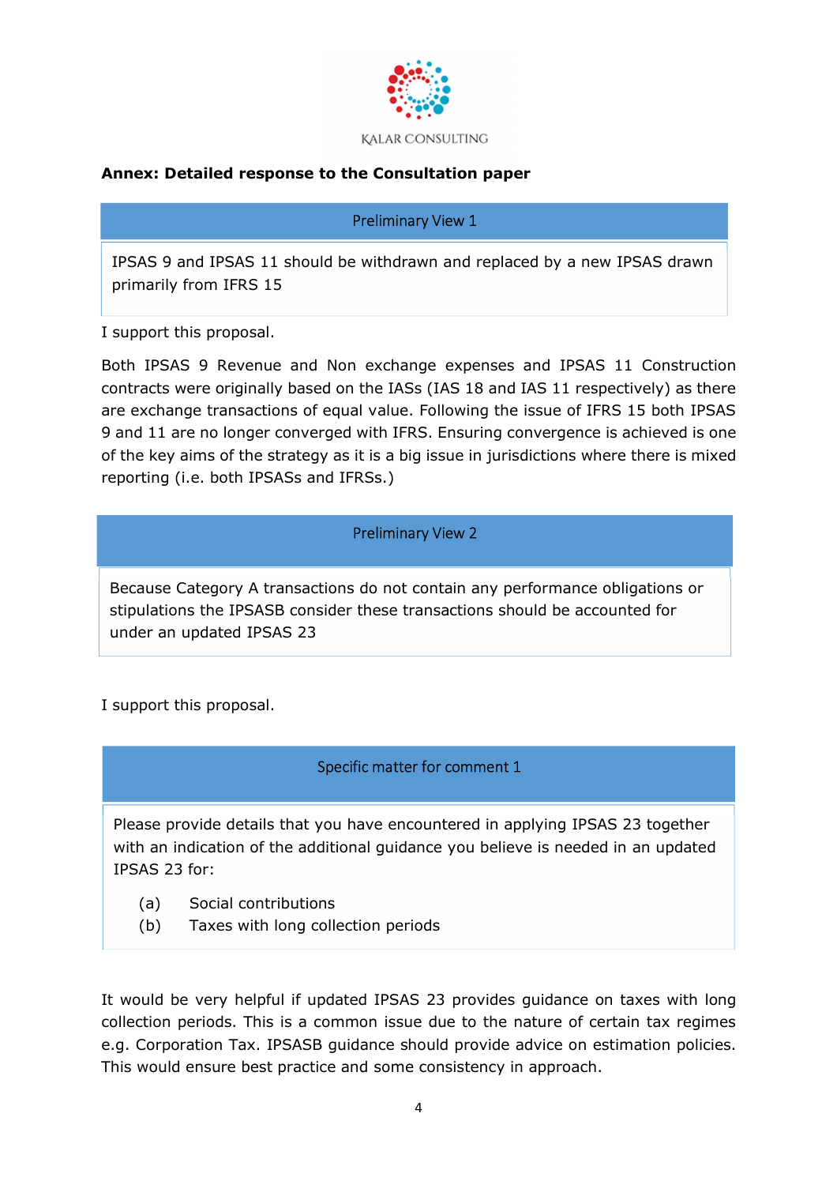KALAR CONSULTING

**Annex: Detailed response to the Consultation paper**

| Preliminary View 1 |
| --- |
| IPSAS 9 and IPSAS 11 should be withdrawn and replaced by a new IPSAS drawn primarily from IFRS 15 |

I support this proposal.

Both IPSAS 9 Revenue and Non exchange expenses and IPSAS 11 Construction contracts were originally based on the IASs (IAS 18 and IAS 11 respectively) as there are exchange transactions of equal value. Following the issue of IFRS 15 both IPSAS 9 and 11 are no longer converged with IFRS. Ensuring convergence is achieved is one of the key aims of the strategy as it is a big issue in jurisdictions where there is mixed reporting (i.e. both IPSASs and IFRSs.)

| Preliminary View 2 |
| --- |
| Because Category A transactions do not contain any performance obligations or stipulations the IPSASB consider these transactions should be accounted for under an updated IPSAS 23 |

I support this proposal.

| Specific matter for comment 1 |
| --- |
| Please provide details that you have encountered in applying IPSAS 23 together with an indication of the additional guidance you believe is needed in an updated IPSAS 23 for:<br>(a) Social contributions<br>(b) Taxes with long collection periods |

It would be very helpful if updated IPSAS 23 provides guidance on taxes with long collection periods. This is a common issue due to the nature of certain tax regimes e.g. Corporation Tax. IPSASB guidance should provide advice on estimation policies. This would ensure best practice and some consistency in approach.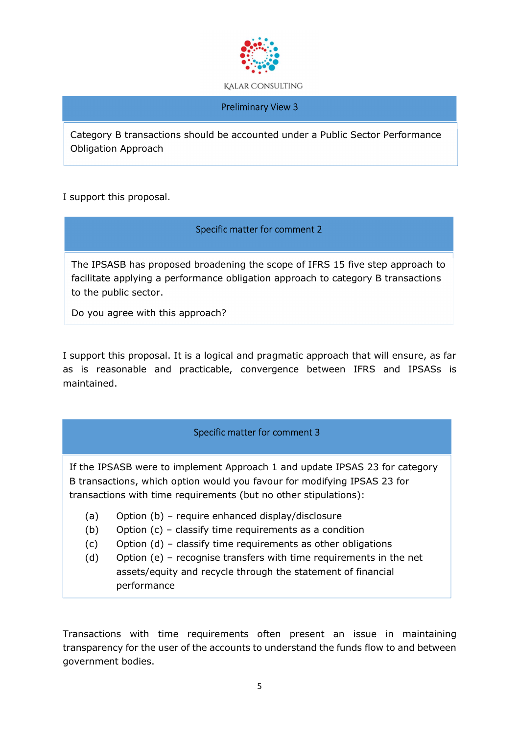KALAR CONSULTING

| Preliminary View 3 |
|---|
| Category B transactions should be accounted under a Public Sector Performance Obligation Approach |

I support this proposal.

| Specific matter for comment 2 |
|---|
| The IPSASB has proposed broadening the scope of IFRS 15 five step approach to facilitate applying a performance obligation approach to category B transactions to the public sector. <br><br> Do you agree with this approach? |

I support this proposal. It is a logical and pragmatic approach that will ensure, as far as is reasonable and practicable, convergence between IFRS and IPSASs is maintained.

| Specific matter for comment 3 |
|---|
| If the IPSASB were to implement Approach 1 and update IPSAS 23 for category B transactions, which option would you favour for modifying IPSAS 23 for transactions with time requirements (but no other stipulations): <br><br> (a) Option (b) – require enhanced display/disclosure <br> (b) Option (c) – classify time requirements as a condition <br> (c) Option (d) – classify time requirements as other obligations <br> (d) Option (e) – recognise transfers with time requirements in the net assets/equity and recycle through the statement of financial performance |

Transactions with time requirements often present an issue in maintaining transparency for the user of the accounts to understand the funds flow to and between government bodies.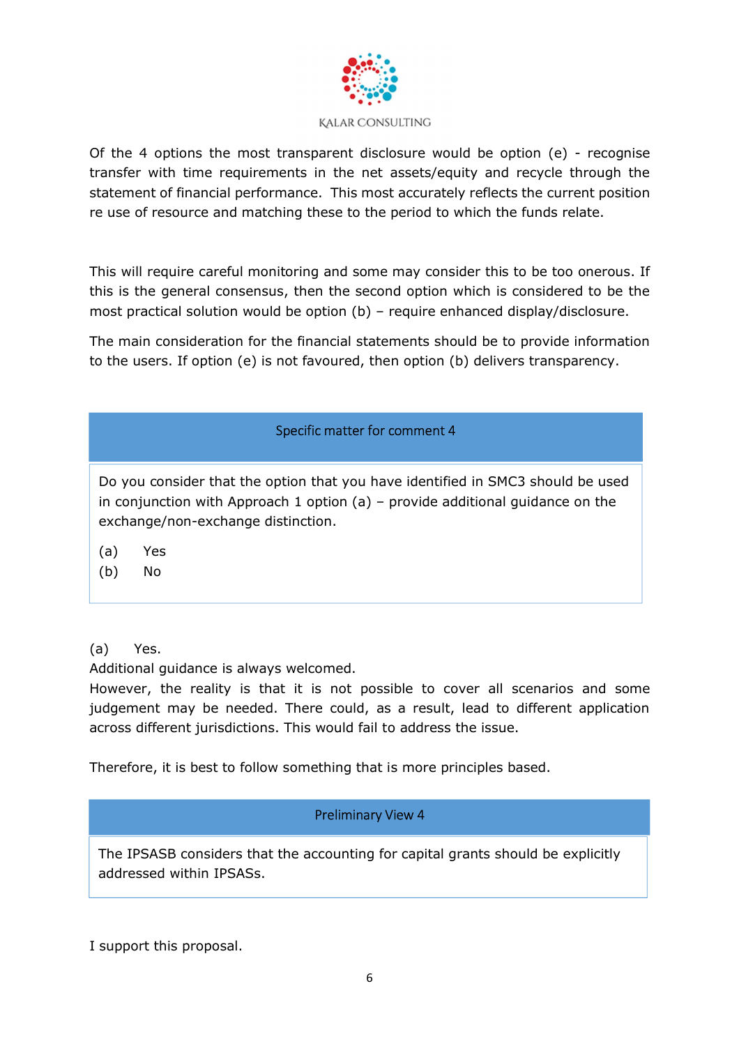Of the 4 options the most transparent disclosure would be option (e) - recognise transfer with time requirements in the net assets/equity and recycle through the statement of financial performance. This most accurately reflects the current position re use of resource and matching these to the period to which the funds relate.

This will require careful monitoring and some may consider this to be too onerous. If this is the general consensus, then the second option which is considered to be the most practical solution would be option (b) – require enhanced display/disclosure.

The main consideration for the financial statements should be to provide information to the users. If option (e) is not favoured, then option (b) delivers transparency.

| Specific matter for comment 4 |
|---|
| Do you consider that the option that you have identified in SMC3 should be used in conjunction with Approach 1 option (a) – provide additional guidance on the exchange/non-exchange distinction.<br><br>(a) Yes<br>(b) No |

(a) Yes.
Additional guidance is always welcomed.
However, the reality is that it is not possible to cover all scenarios and some judgement may be needed. There could, as a result, lead to different application across different jurisdictions. This would fail to address the issue.

Therefore, it is best to follow something that is more principles based.

| Preliminary View 4 |
|---|
| The IPSASB considers that the accounting for capital grants should be explicitly addressed within IPSASs. |

I support this proposal.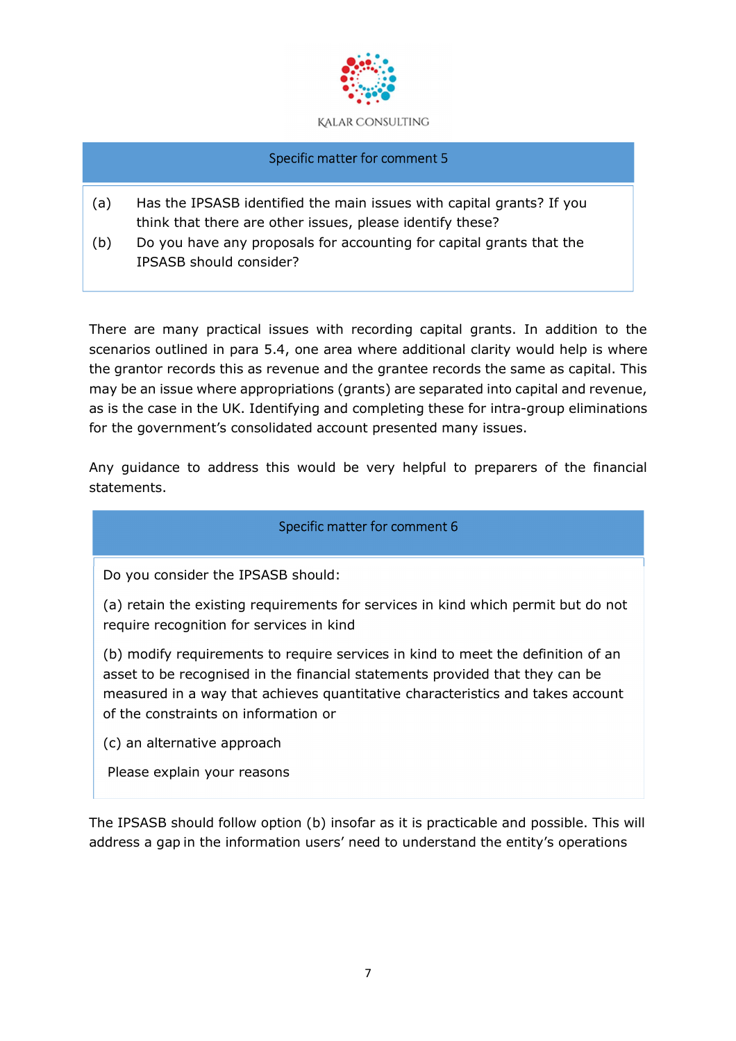KALAR CONSULTING

| Specific matter for comment 5 |
| --- |
| (a) Has the IPSASB identified the main issues with capital grants? If you think that there are other issues, please identify these?<br>(b) Do you have any proposals for accounting for capital grants that the IPSASB should consider? |

There are many practical issues with recording capital grants. In addition to the scenarios outlined in para 5.4, one area where additional clarity would help is where the grantor records this as revenue and the grantee records the same as capital. This may be an issue where appropriations (grants) are separated into capital and revenue, as is the case in the UK. Identifying and completing these for intra-group eliminations for the government's consolidated account presented many issues.

Any guidance to address this would be very helpful to preparers of the financial statements.

| Specific matter for comment 6 |
| --- |
| Do you consider the IPSASB should:<br><br>(a) retain the existing requirements for services in kind which permit but do not require recognition for services in kind<br><br>(b) modify requirements to require services in kind to meet the definition of an asset to be recognised in the financial statements provided that they can be measured in a way that achieves quantitative characteristics and takes account of the constraints on information or<br><br>(c) an alternative approach<br><br>Please explain your reasons |

The IPSASB should follow option (b) insofar as it is practicable and possible. This will address a gap in the information users' need to understand the entity's operations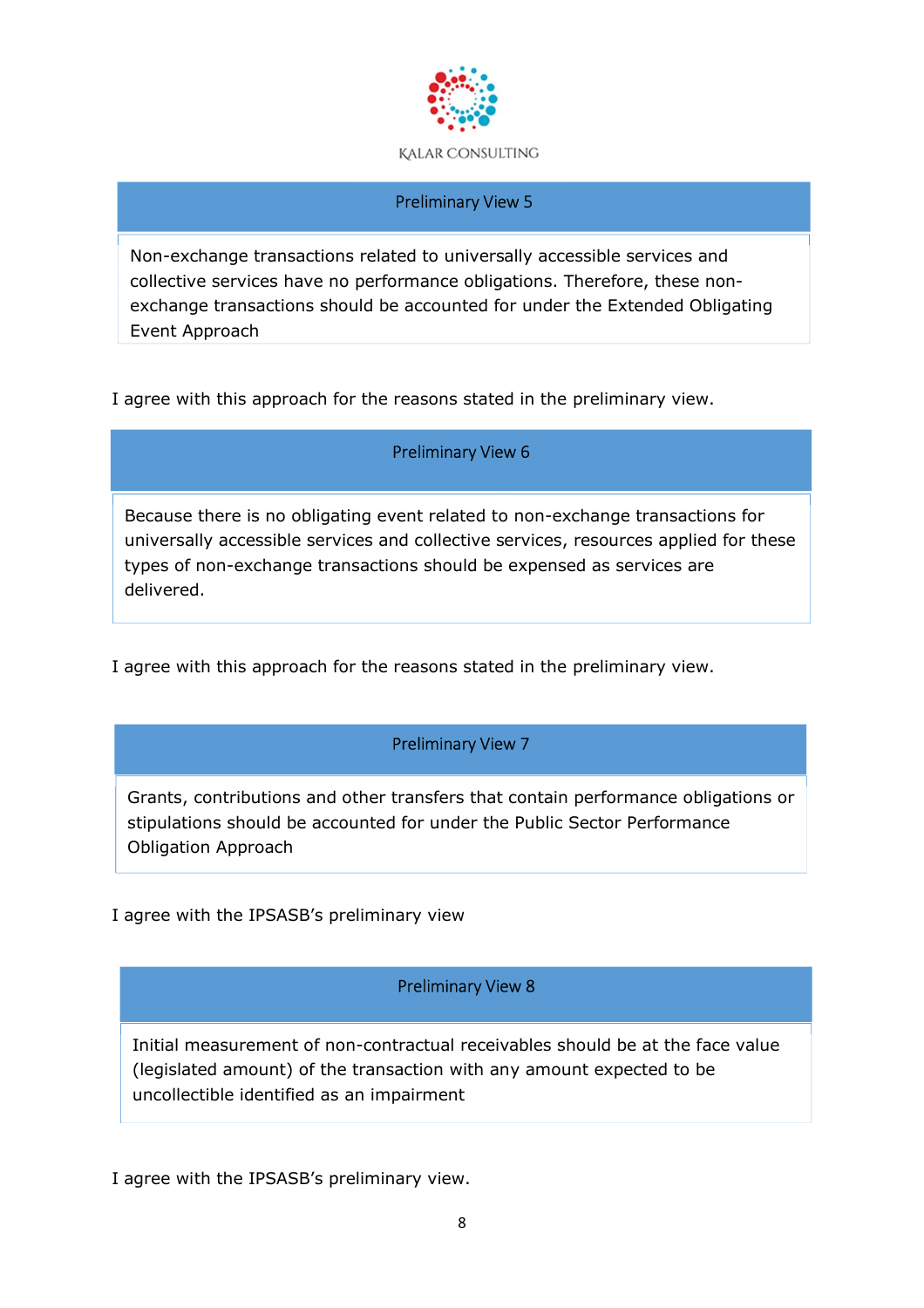| Preliminary View 5 |
| --- |
| Non-exchange transactions related to universally accessible services and collective services have no performance obligations. Therefore, these non-exchange transactions should be accounted for under the Extended Obligating Event Approach |

I agree with this approach for the reasons stated in the preliminary view.

| Preliminary View 6 |
| --- |
| Because there is no obligating event related to non-exchange transactions for universally accessible services and collective services, resources applied for these types of non-exchange transactions should be expensed as services are delivered. |

I agree with this approach for the reasons stated in the preliminary view.

| Preliminary View 7 |
| --- |
| Grants, contributions and other transfers that contain performance obligations or stipulations should be accounted for under the Public Sector Performance Obligation Approach |

I agree with the IPSASB's preliminary view

| Preliminary View 8 |
| --- |
| Initial measurement of non-contractual receivables should be at the face value (legislated amount) of the transaction with any amount expected to be uncollectible identified as an impairment |

I agree with the IPSASB's preliminary view.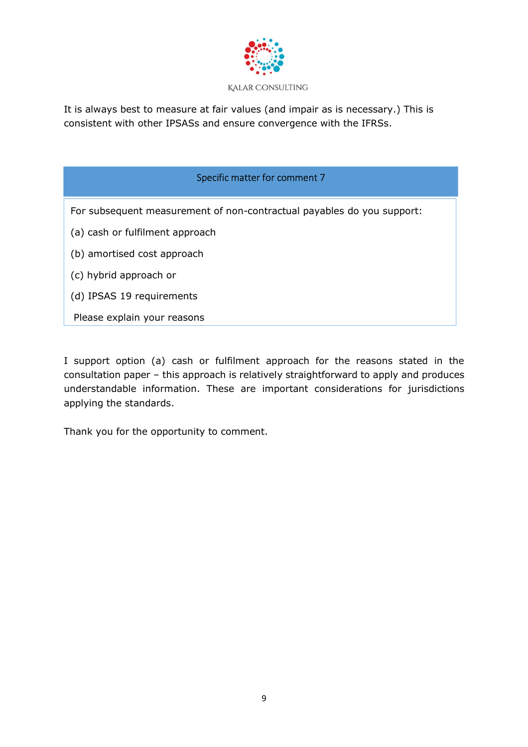KALAR CONSULTING

It is always best to measure at fair values (and impair as is necessary.) This is consistent with other IPSASs and ensure convergence with the IFRSs.

| Specific matter for comment 7 |
| --- |
| For subsequent measurement of non-contractual payables do you support:<br><br>(a) cash or fulfilment approach<br><br>(b) amortised cost approach<br><br>(c) hybrid approach or<br><br>(d) IPSAS 19 requirements<br><br>Please explain your reasons |

I support option (a) cash or fulfilment approach for the reasons stated in the consultation paper – this approach is relatively straightforward to apply and produces understandable information. These are important considerations for jurisdictions applying the standards.

Thank you for the opportunity to comment.